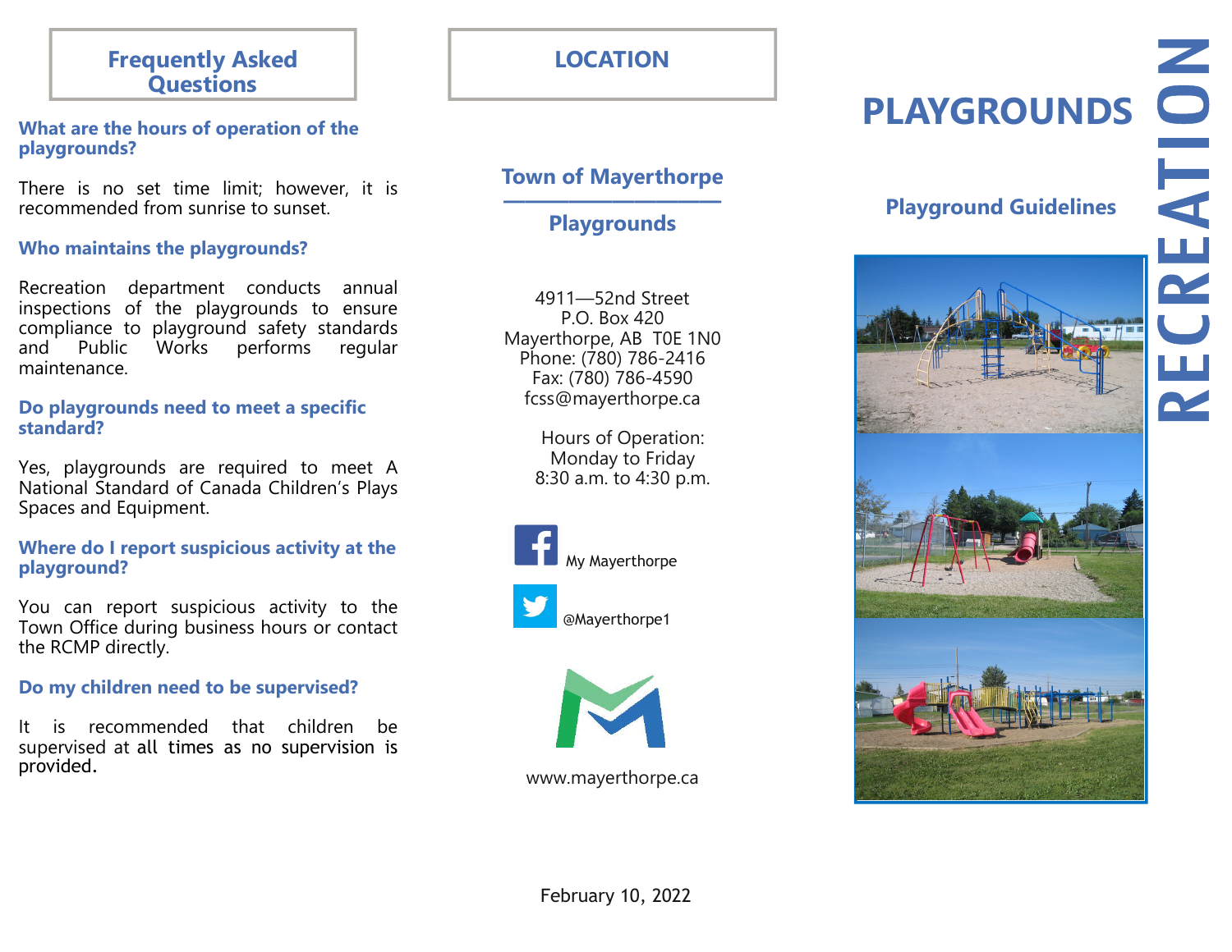## Frequently Asked Questions

### What are the hours of operation of the playgrounds?

There is no set time limit; however, it is recommended from sunrise to sunset.

### Who maintains the playgrounds?

Recreation department conducts annual inspections of the playgrounds to ensure compliance to playground safety standards and Public Works performs regular maintenance.

### Do playgrounds need to meet a specific standard?

Yes, playgrounds are required to meet A National Standard of Canada Children's Plays Spaces and Equipment.

### Where do I report suspicious activity at the playground?

You can report suspicious activity to the Town Office during business hours or contact the RCMP directly.

### Do my children need to be supervised?

It is recommended that children be supervised at all times as no supervision is provided.

## LOCATION

### Town of Mayerthorpe

### Playgrounds

4911—52nd Street
P.O. Box 420
Mayerthorpe, AB T0E 1N0
Phone: (780) 786-2416
Fax: (780) 786-4590
fcss@mayerthorpe.ca

Hours of Operation:
Monday to Friday
8:30 a.m. to 4:30 p.m.

My Mayerthorpe

@Mayerthorpe1

www.mayerthorpe.ca

February 10, 2022

# PLAYGROUNDS

## Playground Guidelines

RECREATION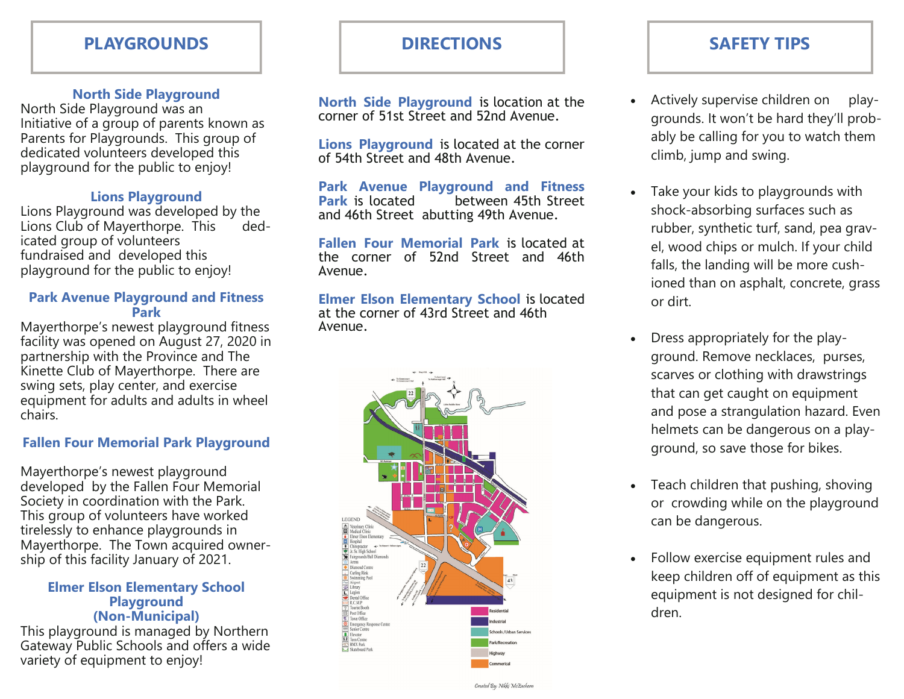## PLAYGROUNDS

### North Side Playground

North Side Playground was an Initiative of a group of parents known as Parents for Playgrounds. This group of dedicated volunteers developed this playground for the public to enjoy!

### Lions Playground

Lions Playground was developed by the Lions Club of Mayerthorpe. This dedicated group of volunteers fundraised and developed this playground for the public to enjoy!

### Park Avenue Playground and Fitness Park

Mayerthorpe's newest playground fitness facility was opened on August 27, 2020 in partnership with the Province and The Kinette Club of Mayerthorpe. There are swing sets, play center, and exercise equipment for adults and adults in wheel chairs.

### Fallen Four Memorial Park Playground

Mayerthorpe's newest playground developed by the Fallen Four Memorial Society in coordination with the Park. This group of volunteers have worked tirelessly to enhance playgrounds in Mayerthorpe. The Town acquired ownership of this facility January of 2021.

### Elmer Elson Elementary School Playground (Non-Municipal)

This playground is managed by Northern Gateway Public Schools and offers a wide variety of equipment to enjoy!

## DIRECTIONS

**North Side Playground** is location at the corner of 51st Street and 52nd Avenue.

**Lions Playground** is located at the corner of 54th Street and 48th Avenue.

**Park Avenue Playground and Fitness Park** is located between 45th Street and 46th Street abutting 49th Avenue.

**Fallen Four Memorial Park** is located at the corner of 52nd Street and 46th Avenue.

**Elmer Elson Elementary School** is located at the corner of 43rd Street and 46th Avenue.

LEGEND

Veterinary Clinic
Medical Clinic
Elmer Elson Elementary
Hospital
Chiropractor
Jr. Sr. High School
Fairgrounds/Ball Diamonds
Arena
Diamond Centre
Curling Rink
Swimming Pool
Airport
Library
Legion
Dental Office
R.C.M.P
Tourist Booth
Post Office
Town Office
Emergency Response Centre
Senior Centre
Elevator
Teen Centre
BMX Park
Skateboard Park

Residential
Industrial
Schools /Urban Services
Park/Recreation
Highway
Commerical

Created By: Nikki McEachern

## SAFETY TIPS

- Actively supervise children on playgrounds. It won't be hard they'll probably be calling for you to watch them climb, jump and swing.
- Take your kids to playgrounds with shock-absorbing surfaces such as rubber, synthetic turf, sand, pea gravel, wood chips or mulch. If your child falls, the landing will be more cushioned than on asphalt, concrete, grass or dirt.
- Dress appropriately for the playground. Remove necklaces, purses, scarves or clothing with drawstrings that can get caught on equipment and pose a strangulation hazard. Even helmets can be dangerous on a playground, so save those for bikes.
- Teach children that pushing, shoving or crowding while on the playground can be dangerous.
- Follow exercise equipment rules and keep children off of equipment as this equipment is not designed for children.